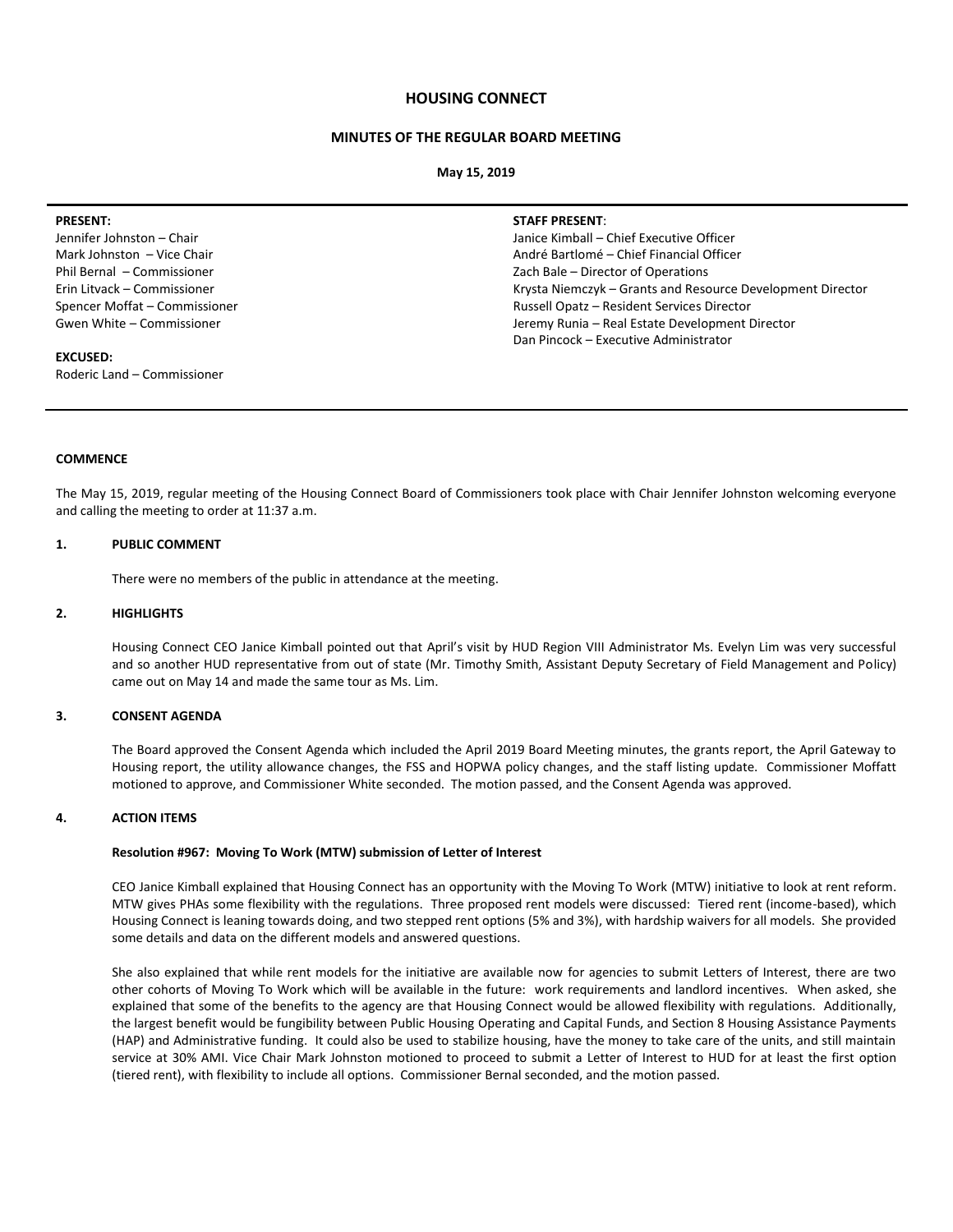# HOUSING CONNECT

## MINUTES OF THE REGULAR BOARD MEETING

**May 15, 2019**

**PRESENT:**
Jennifer Johnston – Chair
Mark Johnston – Vice Chair
Phil Bernal – Commissioner
Erin Litvack – Commissioner
Spencer Moffat – Commissioner
Gwen White – Commissioner

**EXCUSED:**
Roderic Land – Commissioner

**STAFF PRESENT**:
Janice Kimball – Chief Executive Officer
André Bartlomé – Chief Financial Officer
Zach Bale – Director of Operations
Krysta Niemczyk – Grants and Resource Development Director
Russell Opatz – Resident Services Director
Jeremy Runia – Real Estate Development Director
Dan Pincock – Executive Administrator

### COMMENCE

The May 15, 2019, regular meeting of the Housing Connect Board of Commissioners took place with Chair Jennifer Johnston welcoming everyone and calling the meeting to order at 11:37 a.m.

### 1. PUBLIC COMMENT

There were no members of the public in attendance at the meeting.

### 2. HIGHLIGHTS

Housing Connect CEO Janice Kimball pointed out that April's visit by HUD Region VIII Administrator Ms. Evelyn Lim was very successful and so another HUD representative from out of state (Mr. Timothy Smith, Assistant Deputy Secretary of Field Management and Policy) came out on May 14 and made the same tour as Ms. Lim.

### 3. CONSENT AGENDA

The Board approved the Consent Agenda which included the April 2019 Board Meeting minutes, the grants report, the April Gateway to Housing report, the utility allowance changes, the FSS and HOPWA policy changes, and the staff listing update. Commissioner Moffatt motioned to approve, and Commissioner White seconded. The motion passed, and the Consent Agenda was approved.

### 4. ACTION ITEMS

**Resolution #967: Moving To Work (MTW) submission of Letter of Interest**

CEO Janice Kimball explained that Housing Connect has an opportunity with the Moving To Work (MTW) initiative to look at rent reform. MTW gives PHAs some flexibility with the regulations. Three proposed rent models were discussed: Tiered rent (income-based), which Housing Connect is leaning towards doing, and two stepped rent options (5% and 3%), with hardship waivers for all models. She provided some details and data on the different models and answered questions.

She also explained that while rent models for the initiative are available now for agencies to submit Letters of Interest, there are two other cohorts of Moving To Work which will be available in the future: work requirements and landlord incentives. When asked, she explained that some of the benefits to the agency are that Housing Connect would be allowed flexibility with regulations. Additionally, the largest benefit would be fungibility between Public Housing Operating and Capital Funds, and Section 8 Housing Assistance Payments (HAP) and Administrative funding. It could also be used to stabilize housing, have the money to take care of the units, and still maintain service at 30% AMI. Vice Chair Mark Johnston motioned to proceed to submit a Letter of Interest to HUD for at least the first option (tiered rent), with flexibility to include all options. Commissioner Bernal seconded, and the motion passed.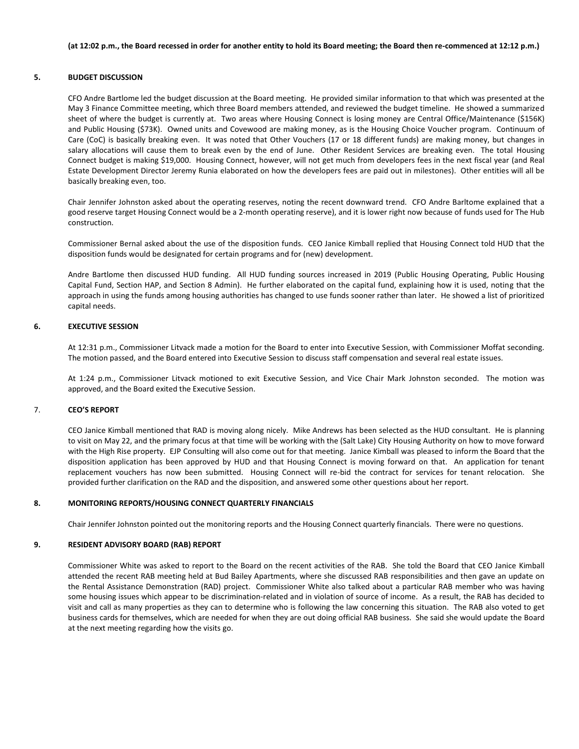**(at 12:02 p.m., the Board recessed in order for another entity to hold its Board meeting; the Board then re-commenced at 12:12 p.m.)**

## 5. BUDGET DISCUSSION

CFO Andre Bartlome led the budget discussion at the Board meeting. He provided similar information to that which was presented at the May 3 Finance Committee meeting, which three Board members attended, and reviewed the budget timeline. He showed a summarized sheet of where the budget is currently at. Two areas where Housing Connect is losing money are Central Office/Maintenance ($156K) and Public Housing ($73K). Owned units and Covewood are making money, as is the Housing Choice Voucher program. Continuum of Care (CoC) is basically breaking even. It was noted that Other Vouchers (17 or 18 different funds) are making money, but changes in salary allocations will cause them to break even by the end of June. Other Resident Services are breaking even. The total Housing Connect budget is making $19,000. Housing Connect, however, will not get much from developers fees in the next fiscal year (and Real Estate Development Director Jeremy Runia elaborated on how the developers fees are paid out in milestones). Other entities will all be basically breaking even, too.

Chair Jennifer Johnston asked about the operating reserves, noting the recent downward trend. CFO Andre Barltome explained that a good reserve target Housing Connect would be a 2-month operating reserve), and it is lower right now because of funds used for The Hub construction.

Commissioner Bernal asked about the use of the disposition funds. CEO Janice Kimball replied that Housing Connect told HUD that the disposition funds would be designated for certain programs and for (new) development.

Andre Bartlome then discussed HUD funding. All HUD funding sources increased in 2019 (Public Housing Operating, Public Housing Capital Fund, Section HAP, and Section 8 Admin). He further elaborated on the capital fund, explaining how it is used, noting that the approach in using the funds among housing authorities has changed to use funds sooner rather than later. He showed a list of prioritized capital needs.

## 6. EXECUTIVE SESSION

At 12:31 p.m., Commissioner Litvack made a motion for the Board to enter into Executive Session, with Commissioner Moffat seconding. The motion passed, and the Board entered into Executive Session to discuss staff compensation and several real estate issues.

At 1:24 p.m., Commissioner Litvack motioned to exit Executive Session, and Vice Chair Mark Johnston seconded. The motion was approved, and the Board exited the Executive Session.

## 7. CEO'S REPORT

CEO Janice Kimball mentioned that RAD is moving along nicely. Mike Andrews has been selected as the HUD consultant. He is planning to visit on May 22, and the primary focus at that time will be working with the (Salt Lake) City Housing Authority on how to move forward with the High Rise property. EJP Consulting will also come out for that meeting. Janice Kimball was pleased to inform the Board that the disposition application has been approved by HUD and that Housing Connect is moving forward on that. An application for tenant replacement vouchers has now been submitted. Housing Connect will re-bid the contract for services for tenant relocation. She provided further clarification on the RAD and the disposition, and answered some other questions about her report.

## 8. MONITORING REPORTS/HOUSING CONNECT QUARTERLY FINANCIALS

Chair Jennifer Johnston pointed out the monitoring reports and the Housing Connect quarterly financials. There were no questions.

## 9. RESIDENT ADVISORY BOARD (RAB) REPORT

Commissioner White was asked to report to the Board on the recent activities of the RAB. She told the Board that CEO Janice Kimball attended the recent RAB meeting held at Bud Bailey Apartments, where she discussed RAB responsibilities and then gave an update on the Rental Assistance Demonstration (RAD) project. Commissioner White also talked about a particular RAB member who was having some housing issues which appear to be discrimination-related and in violation of source of income. As a result, the RAB has decided to visit and call as many properties as they can to determine who is following the law concerning this situation. The RAB also voted to get business cards for themselves, which are needed for when they are out doing official RAB business. She said she would update the Board at the next meeting regarding how the visits go.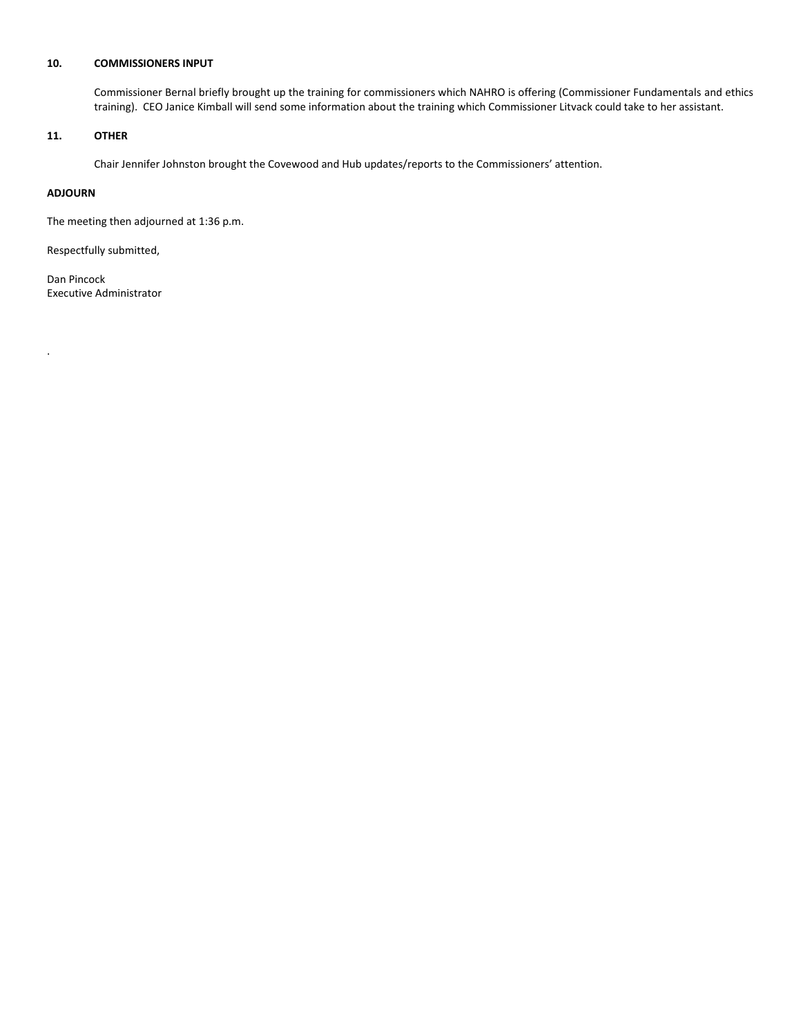## 10. COMMISSIONERS INPUT

Commissioner Bernal briefly brought up the training for commissioners which NAHRO is offering (Commissioner Fundamentals and ethics training). CEO Janice Kimball will send some information about the training which Commissioner Litvack could take to her assistant.

## 11. OTHER

Chair Jennifer Johnston brought the Covewood and Hub updates/reports to the Commissioners' attention.

## ADJOURN

The meeting then adjourned at 1:36 p.m.

Respectfully submitted,

Dan Pincock
Executive Administrator

.